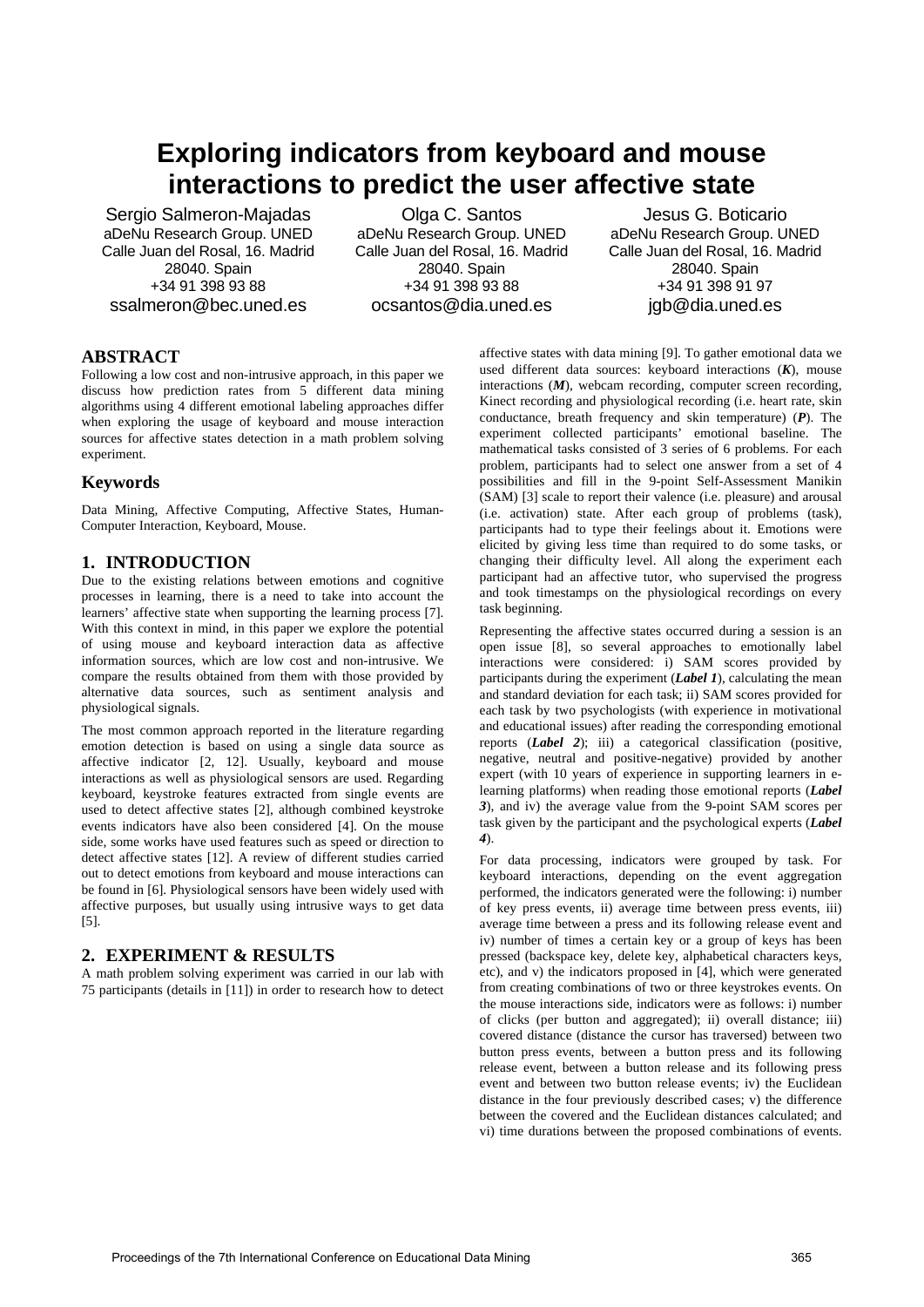# Exploring indicators from keyboard and mouse interactions to predict the user affective state

Sergio Salmeron-Majadas
aDeNu Research Group. UNED
Calle Juan del Rosal, 16. Madrid
28040. Spain
+34 91 398 93 88
ssalmeron@bec.uned.es

Olga C. Santos
aDeNu Research Group. UNED
Calle Juan del Rosal, 16. Madrid
28040. Spain
+34 91 398 93 88
ocsantos@dia.uned.es

Jesus G. Boticario
aDeNu Research Group. UNED
Calle Juan del Rosal, 16. Madrid
28040. Spain
+34 91 398 91 97
jgb@dia.uned.es

## ABSTRACT

Following a low cost and non-intrusive approach, in this paper we discuss how prediction rates from 5 different data mining algorithms using 4 different emotional labeling approaches differ when exploring the usage of keyboard and mouse interaction sources for affective states detection in a math problem solving experiment.

## Keywords

Data Mining, Affective Computing, Affective States, Human-Computer Interaction, Keyboard, Mouse.

## 1. INTRODUCTION

Due to the existing relations between emotions and cognitive processes in learning, there is a need to take into account the learners' affective state when supporting the learning process [7]. With this context in mind, in this paper we explore the potential of using mouse and keyboard interaction data as affective information sources, which are low cost and non-intrusive. We compare the results obtained from them with those provided by alternative data sources, such as sentiment analysis and physiological signals.

The most common approach reported in the literature regarding emotion detection is based on using a single data source as affective indicator [2, 12]. Usually, keyboard and mouse interactions as well as physiological sensors are used. Regarding keyboard, keystroke features extracted from single events are used to detect affective states [2], although combined keystroke events indicators have also been considered [4]. On the mouse side, some works have used features such as speed or direction to detect affective states [12]. A review of different studies carried out to detect emotions from keyboard and mouse interactions can be found in [6]. Physiological sensors have been widely used with affective purposes, but usually using intrusive ways to get data [5].

## 2. EXPERIMENT & RESULTS

A math problem solving experiment was carried in our lab with 75 participants (details in [11]) in order to research how to detect affective states with data mining [9]. To gather emotional data we used different data sources: keyboard interactions (***K***), mouse interactions (***M***), webcam recording, computer screen recording, Kinect recording and physiological recording (i.e. heart rate, skin conductance, breath frequency and skin temperature) (***P***). The experiment collected participants' emotional baseline. The mathematical tasks consisted of 3 series of 6 problems. For each problem, participants had to select one answer from a set of 4 possibilities and fill in the 9-point Self-Assessment Manikin (SAM) [3] scale to report their valence (i.e. pleasure) and arousal (i.e. activation) state. After each group of problems (task), participants had to type their feelings about it. Emotions were elicited by giving less time than required to do some tasks, or changing their difficulty level. All along the experiment each participant had an affective tutor, who supervised the progress and took timestamps on the physiological recordings on every task beginning.

Representing the affective states occurred during a session is an open issue [8], so several approaches to emotionally label interactions were considered: i) SAM scores provided by participants during the experiment (***Label 1***), calculating the mean and standard deviation for each task; ii) SAM scores provided for each task by two psychologists (with experience in motivational and educational issues) after reading the corresponding emotional reports (***Label 2***); iii) a categorical classification (positive, negative, neutral and positive-negative) provided by another expert (with 10 years of experience in supporting learners in e-learning platforms) when reading those emotional reports (***Label 3***), and iv) the average value from the 9-point SAM scores per task given by the participant and the psychological experts (***Label 4***).

For data processing, indicators were grouped by task. For keyboard interactions, depending on the event aggregation performed, the indicators generated were the following: i) number of key press events, ii) average time between press events, iii) average time between a press and its following release event and iv) number of times a certain key or a group of keys has been pressed (backspace key, delete key, alphabetical characters keys, etc), and v) the indicators proposed in [4], which were generated from creating combinations of two or three keystrokes events. On the mouse interactions side, indicators were as follows: i) number of clicks (per button and aggregated); ii) overall distance; iii) covered distance (distance the cursor has traversed) between two button press events, between a button press and its following release event, between a button release and its following press event and between two button release events; iv) the Euclidean distance in the four previously described cases; v) the difference between the covered and the Euclidean distances calculated; and vi) time durations between the proposed combinations of events.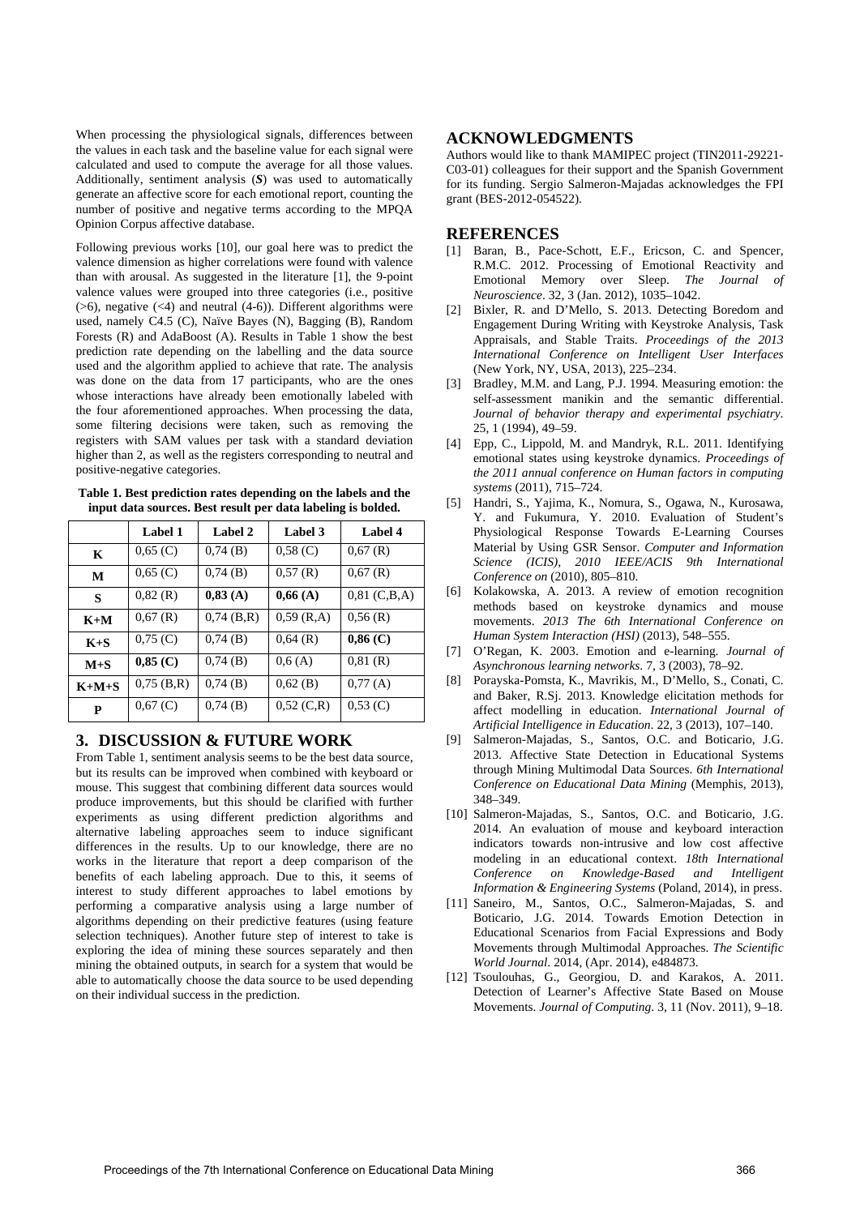When processing the physiological signals, differences between the values in each task and the baseline value for each signal were calculated and used to compute the average for all those values. Additionally, sentiment analysis (***S***) was used to automatically generate an affective score for each emotional report, counting the number of positive and negative terms according to the MPQA Opinion Corpus affective database.

Following previous works [10], our goal here was to predict the valence dimension as higher correlations were found with valence than with arousal. As suggested in the literature [1], the 9-point valence values were grouped into three categories (i.e., positive (>6), negative (<4) and neutral (4-6)). Different algorithms were used, namely C4.5 (C), Naïve Bayes (N), Bagging (B), Random Forests (R) and AdaBoost (A). Results in Table 1 show the best prediction rate depending on the labelling and the data source used and the algorithm applied to achieve that rate. The analysis was done on the data from 17 participants, who are the ones whose interactions have already been emotionally labeled with the four aforementioned approaches. When processing the data, some filtering decisions were taken, such as removing the registers with SAM values per task with a standard deviation higher than 2, as well as the registers corresponding to neutral and positive-negative categories.

**Table 1. Best prediction rates depending on the labels and the input data sources. Best result per data labeling is bolded.**

| | Label 1 | Label 2 | Label 3 | Label 4 |
|---|---|---|---|---|
| **K** | 0,65 (C) | 0,74 (B) | 0,58 (C) | 0,67 (R) |
| **M** | 0,65 (C) | 0,74 (B) | 0,57 (R) | 0,67 (R) |
| **S** | 0,82 (R) | **0,83 (A)** | **0,66 (A)** | 0,81 (C,B,A) |
| **K+M** | 0,67 (R) | 0,74 (B,R) | 0,59 (R,A) | 0,56 (R) |
| **K+S** | 0,75 (C) | 0,74 (B) | 0,64 (R) | **0,86 (C)** |
| **M+S** | **0,85 (C)** | 0,74 (B) | 0,6 (A) | 0,81 (R) |
| **K+M+S** | 0,75 (B,R) | 0,74 (B) | 0,62 (B) | 0,77 (A) |
| **P** | 0,67 (C) | 0,74 (B) | 0,52 (C,R) | 0,53 (C) |

## 3. DISCUSSION & FUTURE WORK

From Table 1, sentiment analysis seems to be the best data source, but its results can be improved when combined with keyboard or mouse. This suggest that combining different data sources would produce improvements, but this should be clarified with further experiments as using different prediction algorithms and alternative labeling approaches seem to induce significant differences in the results. Up to our knowledge, there are no works in the literature that report a deep comparison of the benefits of each labeling approach. Due to this, it seems of interest to study different approaches to label emotions by performing a comparative analysis using a large number of algorithms depending on their predictive features (using feature selection techniques). Another future step of interest to take is exploring the idea of mining these sources separately and then mining the obtained outputs, in search for a system that would be able to automatically choose the data source to be used depending on their individual success in the prediction.

## ACKNOWLEDGMENTS

Authors would like to thank MAMIPEC project (TIN2011-29221-C03-01) colleagues for their support and the Spanish Government for its funding. Sergio Salmeron-Majadas acknowledges the FPI grant (BES-2012-054522).

## REFERENCES

[1] Baran, B., Pace-Schott, E.F., Ericson, C. and Spencer, R.M.C. 2012. Processing of Emotional Reactivity and Emotional Memory over Sleep. *The Journal of Neuroscience*. 32, 3 (Jan. 2012), 1035–1042.

[2] Bixler, R. and D'Mello, S. 2013. Detecting Boredom and Engagement During Writing with Keystroke Analysis, Task Appraisals, and Stable Traits. *Proceedings of the 2013 International Conference on Intelligent User Interfaces* (New York, NY, USA, 2013), 225–234.

[3] Bradley, M.M. and Lang, P.J. 1994. Measuring emotion: the self-assessment manikin and the semantic differential. *Journal of behavior therapy and experimental psychiatry*. 25, 1 (1994), 49–59.

[4] Epp, C., Lippold, M. and Mandryk, R.L. 2011. Identifying emotional states using keystroke dynamics. *Proceedings of the 2011 annual conference on Human factors in computing systems* (2011), 715–724.

[5] Handri, S., Yajima, K., Nomura, S., Ogawa, N., Kurosawa, Y. and Fukumura, Y. 2010. Evaluation of Student's Physiological Response Towards E-Learning Courses Material by Using GSR Sensor. *Computer and Information Science (ICIS), 2010 IEEE/ACIS 9th International Conference on* (2010), 805–810.

[6] Kolakowska, A. 2013. A review of emotion recognition methods based on keystroke dynamics and mouse movements. *2013 The 6th International Conference on Human System Interaction (HSI)* (2013), 548–555.

[7] O'Regan, K. 2003. Emotion and e-learning. *Journal of Asynchronous learning networks*. 7, 3 (2003), 78–92.

[8] Porayska-Pomsta, K., Mavrikis, M., D'Mello, S., Conati, C. and Baker, R.Sj. 2013. Knowledge elicitation methods for affect modelling in education. *International Journal of Artificial Intelligence in Education*. 22, 3 (2013), 107–140.

[9] Salmeron-Majadas, S., Santos, O.C. and Boticario, J.G. 2013. Affective State Detection in Educational Systems through Mining Multimodal Data Sources. *6th International Conference on Educational Data Mining* (Memphis, 2013), 348–349.

[10] Salmeron-Majadas, S., Santos, O.C. and Boticario, J.G. 2014. An evaluation of mouse and keyboard interaction indicators towards non-intrusive and low cost affective modeling in an educational context. *18th International Conference on Knowledge-Based and Intelligent Information & Engineering Systems* (Poland, 2014), in press.

[11] Saneiro, M., Santos, O.C., Salmeron-Majadas, S. and Boticario, J.G. 2014. Towards Emotion Detection in Educational Scenarios from Facial Expressions and Body Movements through Multimodal Approaches. *The Scientific World Journal*. 2014, (Apr. 2014), e484873.

[12] Tsoulouhas, G., Georgiou, D. and Karakos, A. 2011. Detection of Learner's Affective State Based on Mouse Movements. *Journal of Computing*. 3, 11 (Nov. 2011), 9–18.